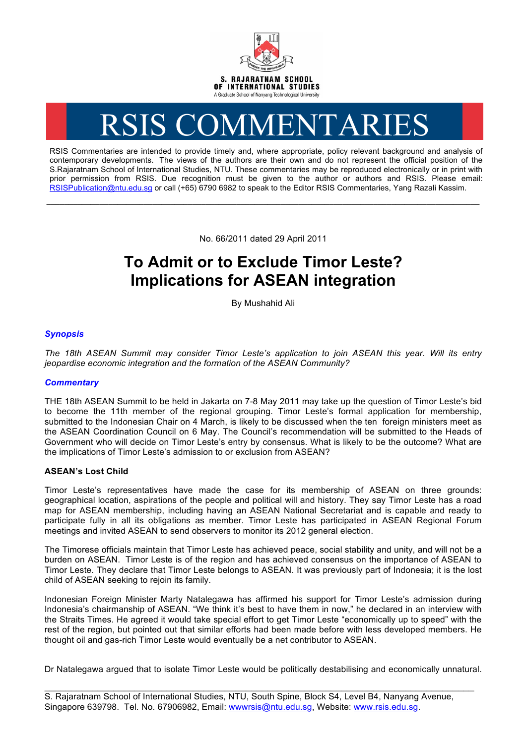S. RAJARATNAM SCHOOL OF INTERNATIONAL STUDIES

A Graduate School of Nanyang Technological University

# RSIS COMMENTARIES

RSIS Commentaries are intended to provide timely and, where appropriate, policy relevant background and analysis of contemporary developments. The views of the authors are their own and do not represent the official position of the S.Rajaratnam School of International Studies, NTU. These commentaries may be reproduced electronically or in print with prior permission from RSIS. Due recognition must be given to the author or authors and RSIS. Please email: RSISPublication@ntu.edu.sg or call (+65) 6790 6982 to speak to the Editor RSIS Commentaries, Yang Razali Kassim.

---

No. 66/2011 dated 29 April 2011

# To Admit or to Exclude Timor Leste? Implications for ASEAN integration

By Mushahid Ali

### *Synopsis*

*The 18th ASEAN Summit may consider Timor Leste's application to join ASEAN this year. Will its entry jeopardise economic integration and the formation of the ASEAN Community?*

### *Commentary*

THE 18th ASEAN Summit to be held in Jakarta on 7-8 May 2011 may take up the question of Timor Leste's bid to become the 11th member of the regional grouping. Timor Leste's formal application for membership, submitted to the Indonesian Chair on 4 March, is likely to be discussed when the ten foreign ministers meet as the ASEAN Coordination Council on 6 May. The Council's recommendation will be submitted to the Heads of Government who will decide on Timor Leste's entry by consensus. What is likely to be the outcome? What are the implications of Timor Leste's admission to or exclusion from ASEAN?

**ASEAN's Lost Child**

Timor Leste's representatives have made the case for its membership of ASEAN on three grounds: geographical location, aspirations of the people and political will and history. They say Timor Leste has a road map for ASEAN membership, including having an ASEAN National Secretariat and is capable and ready to participate fully in all its obligations as member. Timor Leste has participated in ASEAN Regional Forum meetings and invited ASEAN to send observers to monitor its 2012 general election.

The Timorese officials maintain that Timor Leste has achieved peace, social stability and unity, and will not be a burden on ASEAN. Timor Leste is of the region and has achieved consensus on the importance of ASEAN to Timor Leste. They declare that Timor Leste belongs to ASEAN. It was previously part of Indonesia; it is the lost child of ASEAN seeking to rejoin its family.

Indonesian Foreign Minister Marty Natalegawa has affirmed his support for Timor Leste's admission during Indonesia's chairmanship of ASEAN. "We think it's best to have them in now," he declared in an interview with the Straits Times. He agreed it would take special effort to get Timor Leste "economically up to speed" with the rest of the region, but pointed out that similar efforts had been made before with less developed members. He thought oil and gas-rich Timor Leste would eventually be a net contributor to ASEAN.

Dr Natalegawa argued that to isolate Timor Leste would be politically destabilising and economically unnatural.

---

S. Rajaratnam School of International Studies, NTU, South Spine, Block S4, Level B4, Nanyang Avenue, Singapore 639798. Tel. No. 67906982, Email: wwwrsis@ntu.edu.sg, Website: www.rsis.edu.sg.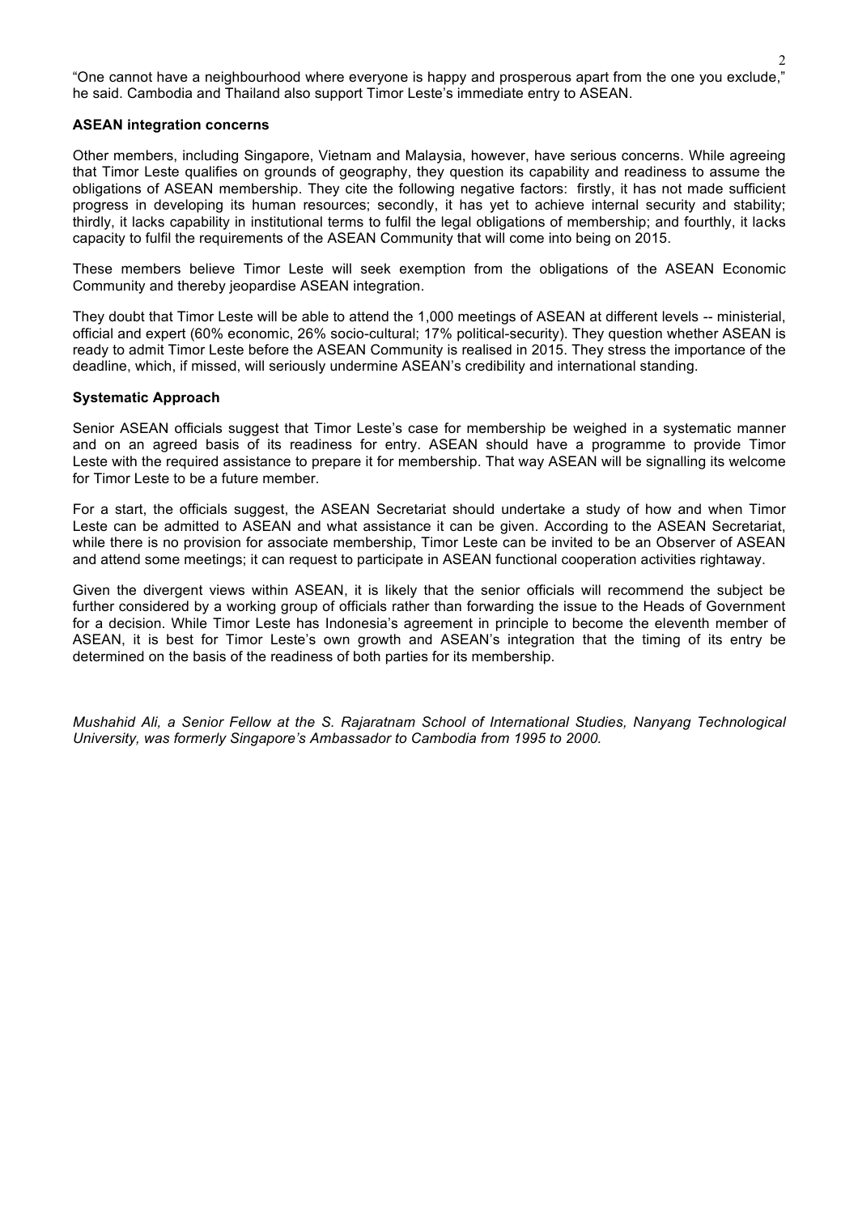"One cannot have a neighbourhood where everyone is happy and prosperous apart from the one you exclude," he said. Cambodia and Thailand also support Timor Leste's immediate entry to ASEAN.

**ASEAN integration concerns**

Other members, including Singapore, Vietnam and Malaysia, however, have serious concerns. While agreeing that Timor Leste qualifies on grounds of geography, they question its capability and readiness to assume the obligations of ASEAN membership. They cite the following negative factors: firstly, it has not made sufficient progress in developing its human resources; secondly, it has yet to achieve internal security and stability; thirdly, it lacks capability in institutional terms to fulfil the legal obligations of membership; and fourthly, it lacks capacity to fulfil the requirements of the ASEAN Community that will come into being on 2015.

These members believe Timor Leste will seek exemption from the obligations of the ASEAN Economic Community and thereby jeopardise ASEAN integration.

They doubt that Timor Leste will be able to attend the 1,000 meetings of ASEAN at different levels -- ministerial, official and expert (60% economic, 26% socio-cultural; 17% political-security). They question whether ASEAN is ready to admit Timor Leste before the ASEAN Community is realised in 2015. They stress the importance of the deadline, which, if missed, will seriously undermine ASEAN's credibility and international standing.

**Systematic Approach**

Senior ASEAN officials suggest that Timor Leste's case for membership be weighed in a systematic manner and on an agreed basis of its readiness for entry. ASEAN should have a programme to provide Timor Leste with the required assistance to prepare it for membership. That way ASEAN will be signalling its welcome for Timor Leste to be a future member.

For a start, the officials suggest, the ASEAN Secretariat should undertake a study of how and when Timor Leste can be admitted to ASEAN and what assistance it can be given. According to the ASEAN Secretariat, while there is no provision for associate membership, Timor Leste can be invited to be an Observer of ASEAN and attend some meetings; it can request to participate in ASEAN functional cooperation activities rightaway.

Given the divergent views within ASEAN, it is likely that the senior officials will recommend the subject be further considered by a working group of officials rather than forwarding the issue to the Heads of Government for a decision. While Timor Leste has Indonesia's agreement in principle to become the eleventh member of ASEAN, it is best for Timor Leste's own growth and ASEAN's integration that the timing of its entry be determined on the basis of the readiness of both parties for its membership.

*Mushahid Ali, a Senior Fellow at the S. Rajaratnam School of International Studies, Nanyang Technological University, was formerly Singapore's Ambassador to Cambodia from 1995 to 2000.*